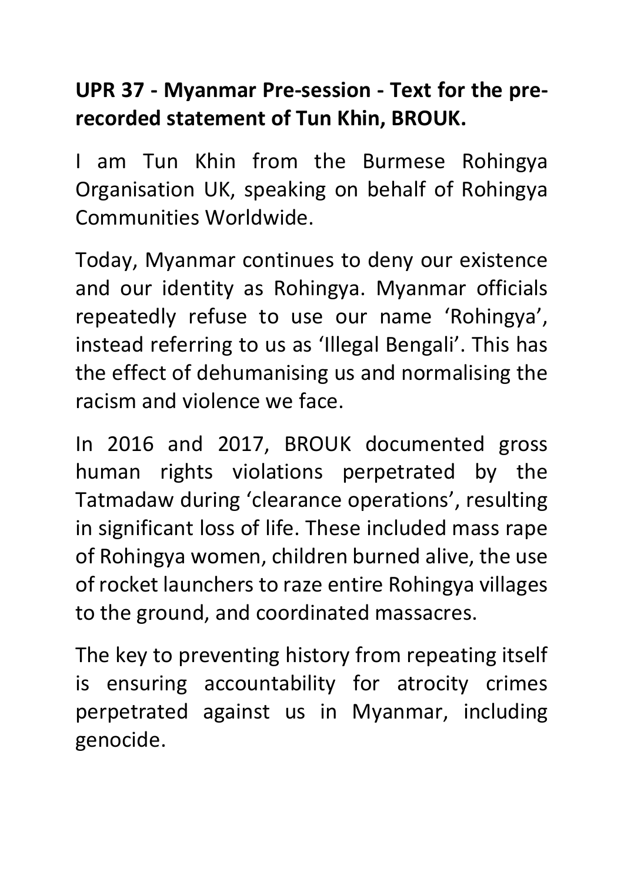**UPR 37 - Myanmar Pre-session - Text for the pre-recorded statement of Tun Khin, BROUK.**

I am Tun Khin from the Burmese Rohingya Organisation UK, speaking on behalf of Rohingya Communities Worldwide.

Today, Myanmar continues to deny our existence and our identity as Rohingya. Myanmar officials repeatedly refuse to use our name 'Rohingya', instead referring to us as 'Illegal Bengali'. This has the effect of dehumanising us and normalising the racism and violence we face.

In 2016 and 2017, BROUK documented gross human rights violations perpetrated by the Tatmadaw during 'clearance operations', resulting in significant loss of life. These included mass rape of Rohingya women, children burned alive, the use of rocket launchers to raze entire Rohingya villages to the ground, and coordinated massacres.

The key to preventing history from repeating itself is ensuring accountability for atrocity crimes perpetrated against us in Myanmar, including genocide.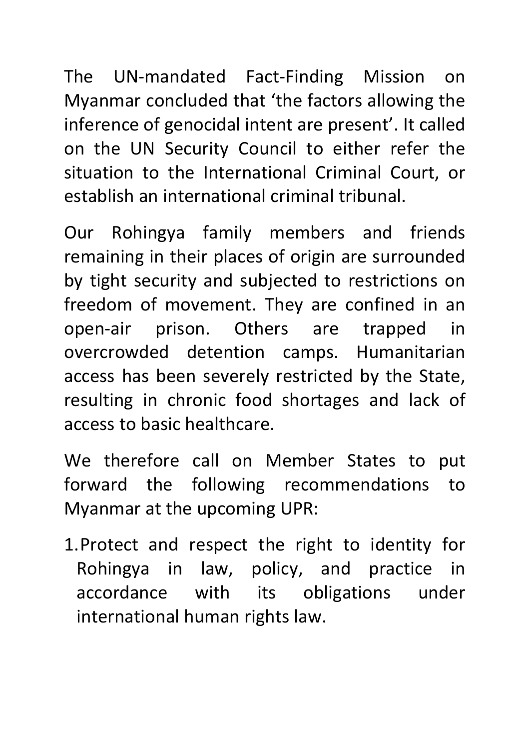The UN-mandated Fact-Finding Mission on Myanmar concluded that ‘the factors allowing the inference of genocidal intent are present’. It called on the UN Security Council to either refer the situation to the International Criminal Court, or establish an international criminal tribunal.

Our Rohingya family members and friends remaining in their places of origin are surrounded by tight security and subjected to restrictions on freedom of movement. They are confined in an open-air prison. Others are trapped in overcrowded detention camps. Humanitarian access has been severely restricted by the State, resulting in chronic food shortages and lack of access to basic healthcare.

We therefore call on Member States to put forward the following recommendations to Myanmar at the upcoming UPR:

1. Protect and respect the right to identity for Rohingya in law, policy, and practice in accordance with its obligations under international human rights law.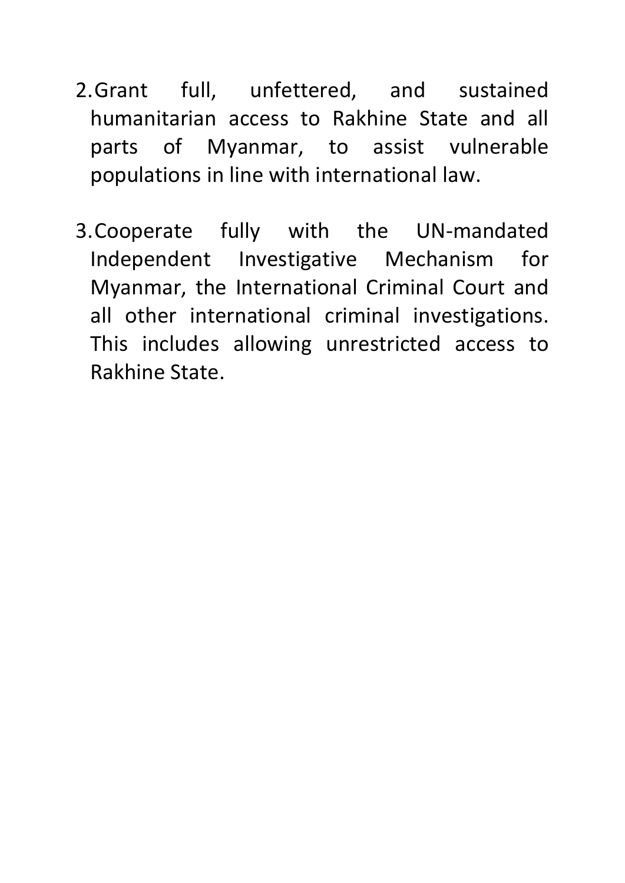2. Grant full, unfettered, and sustained humanitarian access to Rakhine State and all parts of Myanmar, to assist vulnerable populations in line with international law.

3. Cooperate fully with the UN-mandated Independent Investigative Mechanism for Myanmar, the International Criminal Court and all other international criminal investigations. This includes allowing unrestricted access to Rakhine State.